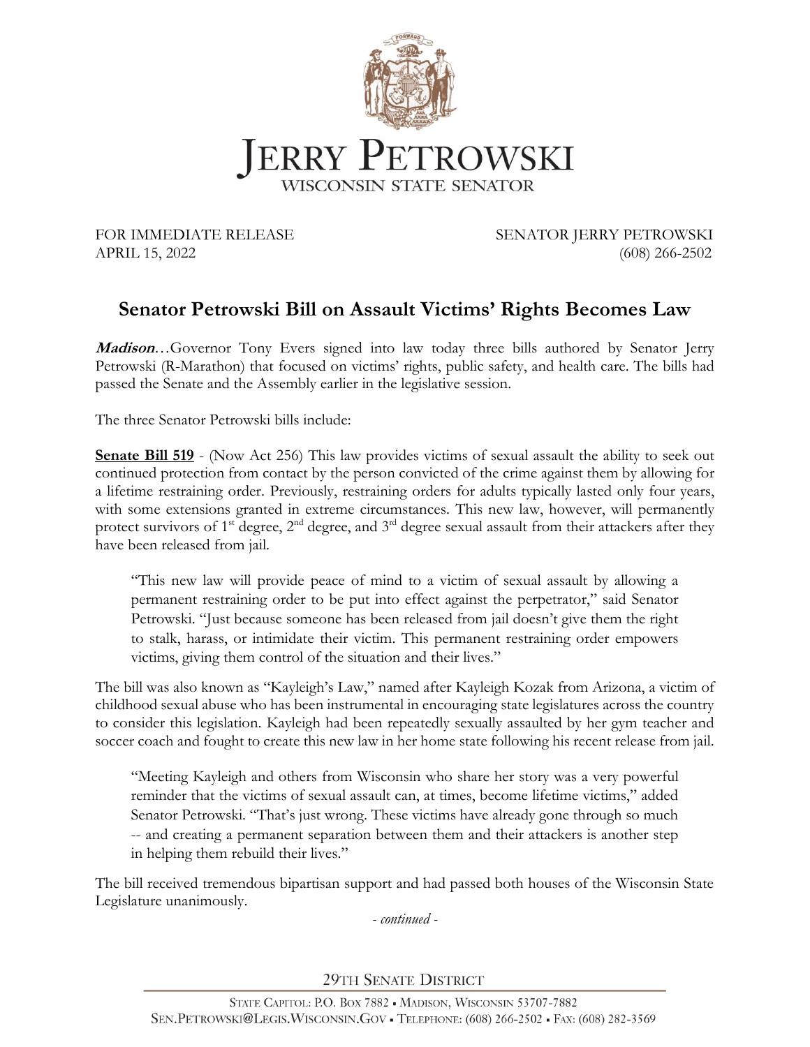# JERRY PETROWSKI

WISCONSIN STATE SENATOR

FOR IMMEDIATE RELEASE
APRIL 15, 2022

SENATOR JERRY PETROWSKI
(608) 266-2502

## Senator Petrowski Bill on Assault Victims' Rights Becomes Law

***Madison***…Governor Tony Evers signed into law today three bills authored by Senator Jerry Petrowski (R-Marathon) that focused on victims' rights, public safety, and health care. The bills had passed the Senate and the Assembly earlier in the legislative session.

The three Senator Petrowski bills include:

**Senate Bill 519** - (Now Act 256) This law provides victims of sexual assault the ability to seek out continued protection from contact by the person convicted of the crime against them by allowing for a lifetime restraining order. Previously, restraining orders for adults typically lasted only four years, with some extensions granted in extreme circumstances. This new law, however, will permanently protect survivors of 1st degree, 2nd degree, and 3rd degree sexual assault from their attackers after they have been released from jail.

> "This new law will provide peace of mind to a victim of sexual assault by allowing a permanent restraining order to be put into effect against the perpetrator," said Senator Petrowski. "Just because someone has been released from jail doesn't give them the right to stalk, harass, or intimidate their victim. This permanent restraining order empowers victims, giving them control of the situation and their lives."

The bill was also known as "Kayleigh's Law," named after Kayleigh Kozak from Arizona, a victim of childhood sexual abuse who has been instrumental in encouraging state legislatures across the country to consider this legislation. Kayleigh had been repeatedly sexually assaulted by her gym teacher and soccer coach and fought to create this new law in her home state following his recent release from jail.

> "Meeting Kayleigh and others from Wisconsin who share her story was a very powerful reminder that the victims of sexual assault can, at times, become lifetime victims," added Senator Petrowski. "That's just wrong. These victims have already gone through so much -- and creating a permanent separation between them and their attackers is another step in helping them rebuild their lives."

The bill received tremendous bipartisan support and had passed both houses of the Wisconsin State Legislature unanimously.

*- continued -*

29TH SENATE DISTRICT

STATE CAPITOL: P.O. BOX 7882 ▪ MADISON, WISCONSIN 53707-7882
SEN.PETROWSKI@LEGIS.WISCONSIN.GOV ▪ TELEPHONE: (608) 266-2502 ▪ FAX: (608) 282-3569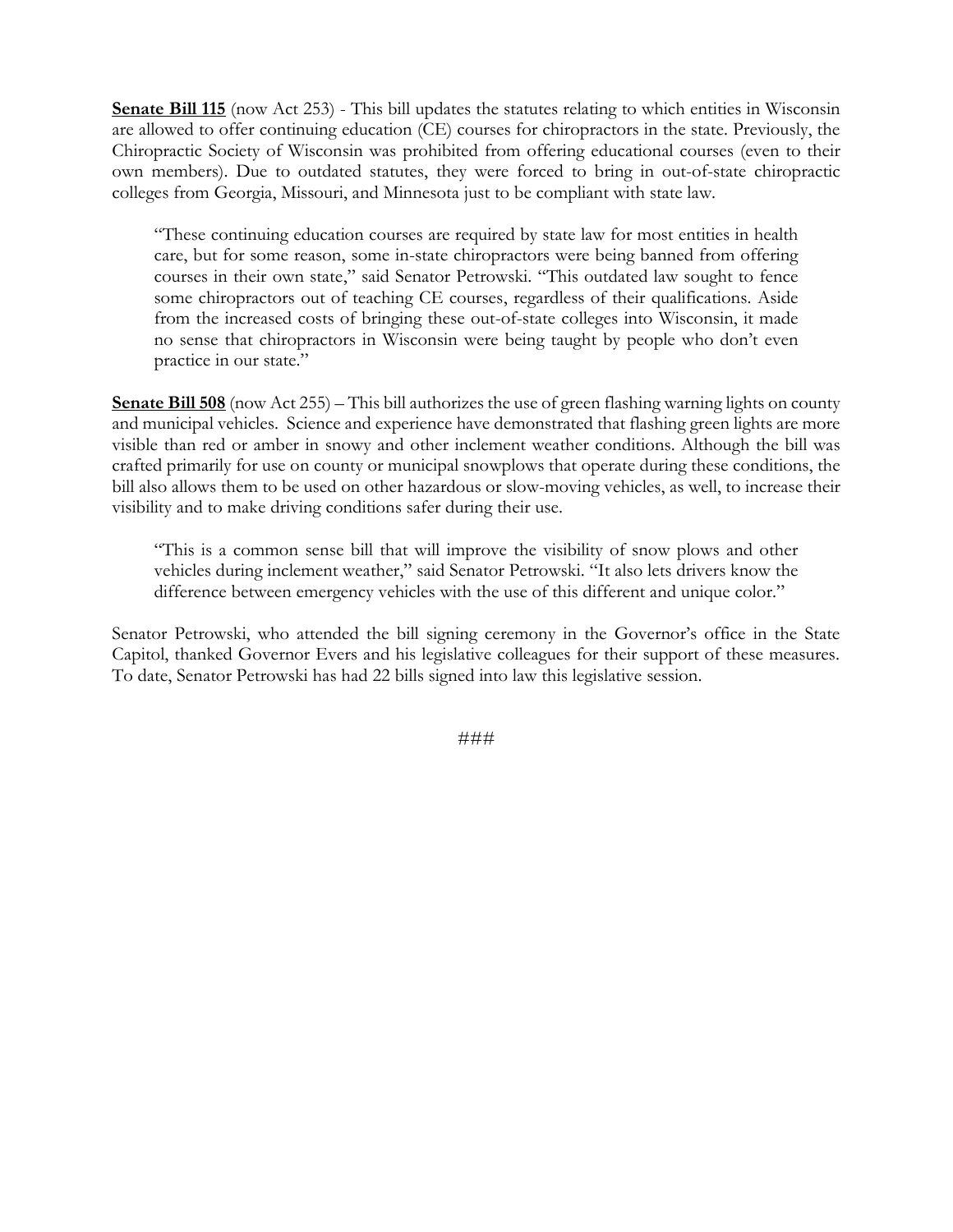**Senate Bill 115** (now Act 253) - This bill updates the statutes relating to which entities in Wisconsin are allowed to offer continuing education (CE) courses for chiropractors in the state. Previously, the Chiropractic Society of Wisconsin was prohibited from offering educational courses (even to their own members). Due to outdated statutes, they were forced to bring in out-of-state chiropractic colleges from Georgia, Missouri, and Minnesota just to be compliant with state law.

> "These continuing education courses are required by state law for most entities in health care, but for some reason, some in-state chiropractors were being banned from offering courses in their own state," said Senator Petrowski. "This outdated law sought to fence some chiropractors out of teaching CE courses, regardless of their qualifications. Aside from the increased costs of bringing these out-of-state colleges into Wisconsin, it made no sense that chiropractors in Wisconsin were being taught by people who don't even practice in our state."

**Senate Bill 508** (now Act 255) – This bill authorizes the use of green flashing warning lights on county and municipal vehicles. Science and experience have demonstrated that flashing green lights are more visible than red or amber in snowy and other inclement weather conditions. Although the bill was crafted primarily for use on county or municipal snowplows that operate during these conditions, the bill also allows them to be used on other hazardous or slow-moving vehicles, as well, to increase their visibility and to make driving conditions safer during their use.

> "This is a common sense bill that will improve the visibility of snow plows and other vehicles during inclement weather," said Senator Petrowski. "It also lets drivers know the difference between emergency vehicles with the use of this different and unique color."

Senator Petrowski, who attended the bill signing ceremony in the Governor's office in the State Capitol, thanked Governor Evers and his legislative colleagues for their support of these measures. To date, Senator Petrowski has had 22 bills signed into law this legislative session.

###